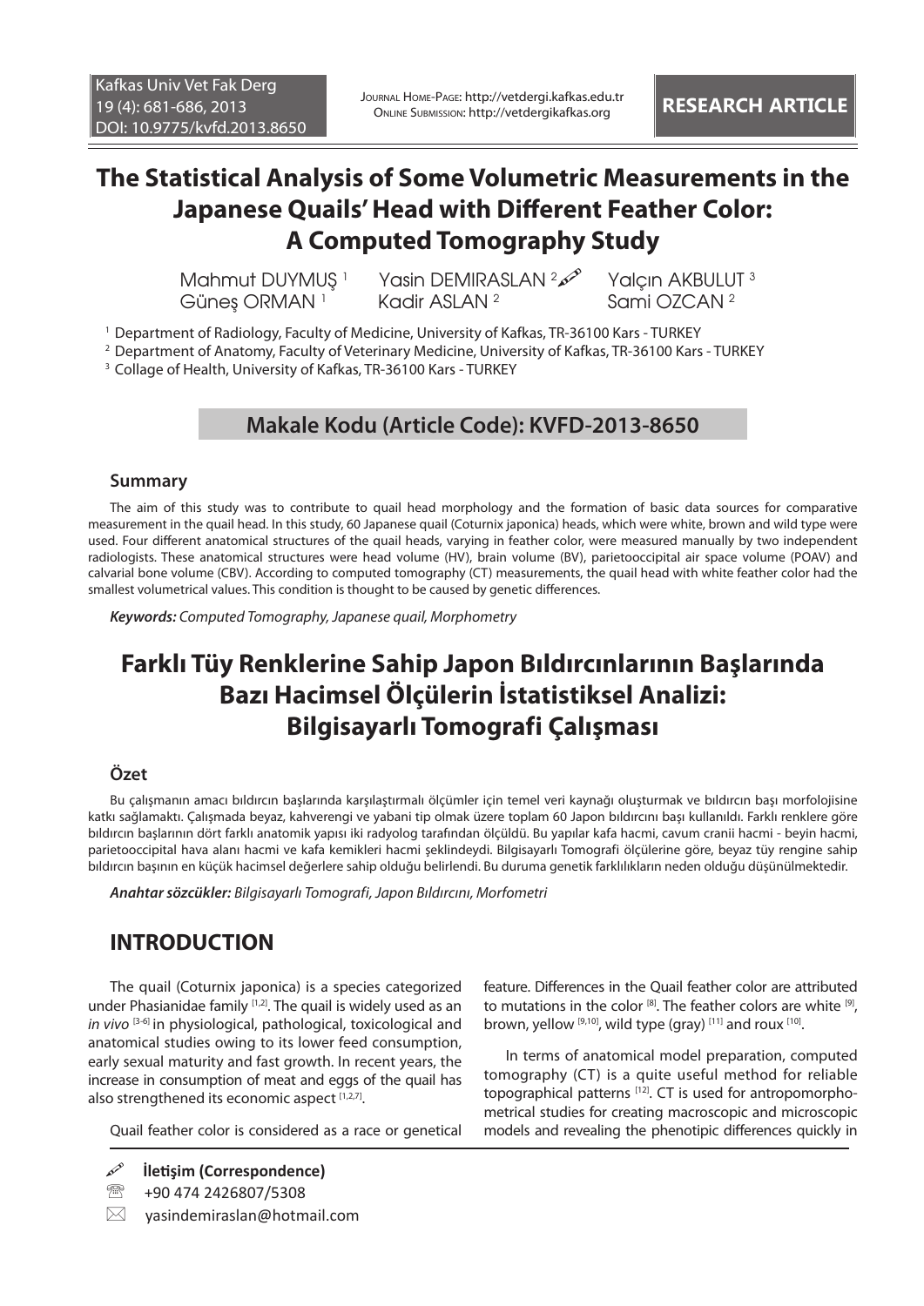# The Statistical Analysis of Some Volumetric Measurements in the Japanese Quails' Head with Different Feather Color: A Computed Tomography Study

Mahmut DUYMUŞ [1] Yasin DEMIRASLAN [2] Yalçın AKBULUT [3]
Güneş ORMAN [1] Kadir ASLAN [2] Sami OZCAN [2]

[1] Department of Radiology, Faculty of Medicine, University of Kafkas, TR-36100 Kars - TURKEY
[2] Department of Anatomy, Faculty of Veterinary Medicine, University of Kafkas, TR-36100 Kars - TURKEY
[3] Collage of Health, University of Kafkas, TR-36100 Kars - TURKEY

**Makale Kodu (Article Code): KVFD-2013-8650**

## Summary

The aim of this study was to contribute to quail head morphology and the formation of basic data sources for comparative measurement in the quail head. In this study, 60 Japanese quail (Coturnix japonica) heads, which were white, brown and wild type were used. Four different anatomical structures of the quail heads, varying in feather color, were measured manually by two independent radiologists. These anatomical structures were head volume (HV), brain volume (BV), parietooccipital air space volume (POAV) and calvarial bone volume (CBV). According to computed tomography (CT) measurements, the quail head with white feather color had the smallest volumetrical values. This condition is thought to be caused by genetic differences.

***Keywords:*** *Computed Tomography, Japanese quail, Morphometry*

# Farklı Tüy Renklerine Sahip Japon Bıldırcınlarının Başlarında Bazı Hacimsel Ölçülerin İstatistiksel Analizi: Bilgisayarlı Tomografi Çalışması

## Özet

Bu çalışmanın amacı bıldırcın başlarında karşılaştırmalı ölçümler için temel veri kaynağı oluşturmak ve bıldırcın başı morfolojisine katkı sağlamaktı. Çalışmada beyaz, kahverengi ve yabani tip olmak üzere toplam 60 Japon bıldırcını başı kullanıldı. Farklı renklere göre bıldırcın başlarının dört farklı anatomik yapısı iki radyolog tarafından ölçüldü. Bu yapılar kafa hacmi, cavum cranii hacmi - beyin hacmi, parietooccipital hava alanı hacmi ve kafa kemikleri hacmi şeklindeydi. Bilgisayarlı Tomografi ölçülerine göre, beyaz tüy rengine sahip bıldırcın başının en küçük hacimsel değerlere sahip olduğu belirlendi. Bu duruma genetik farklılıkların neden olduğu düşünülmektedir.

***Anahtar sözcükler:*** *Bilgisayarlı Tomografi, Japon Bıldırcını, Morfometri*

## INTRODUCTION

The quail (Coturnix japonica) is a species categorized under Phasianidae family [1,2]. The quail is widely used as an *in vivo* [3-6] in physiological, pathological, toxicological and anatomical studies owing to its lower feed consumption, early sexual maturity and fast growth. In recent years, the increase in consumption of meat and eggs of the quail has also strengthened its economic aspect [1,2,7].

Quail feather color is considered as a race or genetical feature. Differences in the Quail feather color are attributed to mutations in the color [8]. The feather colors are white [9], brown, yellow [9,10], wild type (gray) [11] and roux [10].

In terms of anatomical model preparation, computed tomography (CT) is a quite useful method for reliable topographical patterns [12]. CT is used for antropomorphometrical studies for creating macroscopic and microscopic models and revealing the phenotipic differences quickly in

**İletişim (Correspondence)**

+90 474 2426807/5308

yasindemiraslan@hotmail.com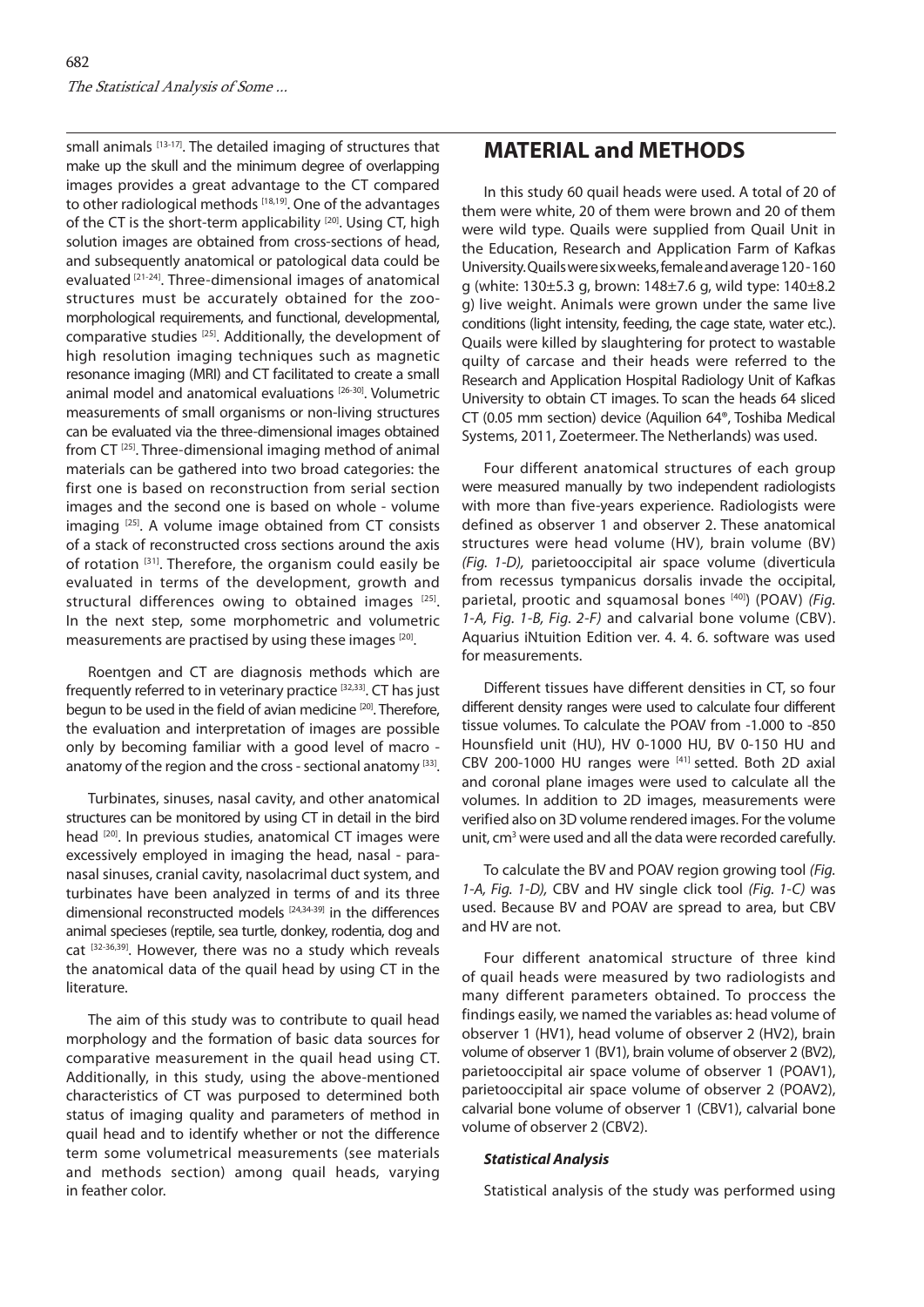small animals [13-17]. The detailed imaging of structures that make up the skull and the minimum degree of overlapping images provides a great advantage to the CT compared to other radiological methods [18,19]. One of the advantages of the CT is the short-term applicability [20]. Using CT, high solution images are obtained from cross-sections of head, and subsequently anatomical or patological data could be evaluated [21-24]. Three-dimensional images of anatomical structures must be accurately obtained for the zoo-morphological requirements, and functional, developmental, comparative studies [25]. Additionally, the development of high resolution imaging techniques such as magnetic resonance imaging (MRI) and CT facilitated to create a small animal model and anatomical evaluations [26-30]. Volumetric measurements of small organisms or non-living structures can be evaluated via the three-dimensional images obtained from CT [25]. Three-dimensional imaging method of animal materials can be gathered into two broad categories: the first one is based on reconstruction from serial section images and the second one is based on whole - volume imaging [25]. A volume image obtained from CT consists of a stack of reconstructed cross sections around the axis of rotation [31]. Therefore, the organism could easily be evaluated in terms of the development, growth and structural differences owing to obtained images [25]. In the next step, some morphometric and volumetric measurements are practised by using these images [20].

Roentgen and CT are diagnosis methods which are frequently referred to in veterinary practice [32,33]. CT has just begun to be used in the field of avian medicine [20]. Therefore, the evaluation and interpretation of images are possible only by becoming familiar with a good level of macro - anatomy of the region and the cross - sectional anatomy [33].

Turbinates, sinuses, nasal cavity, and other anatomical structures can be monitored by using CT in detail in the bird head [20]. In previous studies, anatomical CT images were excessively employed in imaging the head, nasal - paranasal sinuses, cranial cavity, nasolacrimal duct system, and turbinates have been analyzed in terms of and its three dimensional reconstructed models [24,34-39] in the differences animal specieses (reptile, sea turtle, donkey, rodentia, dog and cat [32-36,39]. However, there was no a study which reveals the anatomical data of the quail head by using CT in the literature.

The aim of this study was to contribute to quail head morphology and the formation of basic data sources for comparative measurement in the quail head using CT. Additionally, in this study, using the above-mentioned characteristics of CT was purposed to determined both status of imaging quality and parameters of method in quail head and to identify whether or not the difference term some volumetrical measurements (see materials and methods section) among quail heads, varying in feather color.

## MATERIAL and METHODS

In this study 60 quail heads were used. A total of 20 of them were white, 20 of them were brown and 20 of them were wild type. Quails were supplied from Quail Unit in the Education, Research and Application Farm of Kafkas University. Quails were six weeks, female and average 120 - 160 g (white: 130±5.3 g, brown: 148±7.6 g, wild type: 140±8.2 g) live weight. Animals were grown under the same live conditions (light intensity, feeding, the cage state, water etc.). Quails were killed by slaughtering for protect to wastable quilty of carcase and their heads were referred to the Research and Application Hospital Radiology Unit of Kafkas University to obtain CT images. To scan the heads 64 sliced CT (0.05 mm section) device (Aquilion 64®, Toshiba Medical Systems, 2011, Zoetermeer. The Netherlands) was used.

Four different anatomical structures of each group were measured manually by two independent radiologists with more than five-years experience. Radiologists were defined as observer 1 and observer 2. These anatomical structures were head volume (HV), brain volume (BV) *(Fig. 1-D),* parietooccipital air space volume (diverticula from recessus tympanicus dorsalis invade the occipital, parietal, prootic and squamosal bones [40]) (POAV) *(Fig. 1-A, Fig. 1-B, Fig. 2-F)* and calvarial bone volume (CBV). Aquarius iNtuition Edition ver. 4. 4. 6. software was used for measurements.

Different tissues have different densities in CT, so four different density ranges were used to calculate four different tissue volumes. To calculate the POAV from -1.000 to -850 Hounsfield unit (HU), HV 0-1000 HU, BV 0-150 HU and CBV 200-1000 HU ranges were [41] setted. Both 2D axial and coronal plane images were used to calculate all the volumes. In addition to 2D images, measurements were verified also on 3D volume rendered images. For the volume unit, $cm^3$ were used and all the data were recorded carefully.

To calculate the BV and POAV region growing tool *(Fig. 1-A, Fig. 1-D),* CBV and HV single click tool *(Fig. 1-C)* was used. Because BV and POAV are spread to area, but CBV and HV are not.

Four different anatomical structure of three kind of quail heads were measured by two radiologists and many different parameters obtained. To proccess the findings easily, we named the variables as: head volume of observer 1 (HV1), head volume of observer 2 (HV2), brain volume of observer 1 (BV1), brain volume of observer 2 (BV2), parietooccipital air space volume of observer 1 (POAV1), parietooccipital air space volume of observer 2 (POAV2), calvarial bone volume of observer 1 (CBV1), calvarial bone volume of observer 2 (CBV2).

### *Statistical Analysis*

Statistical analysis of the study was performed using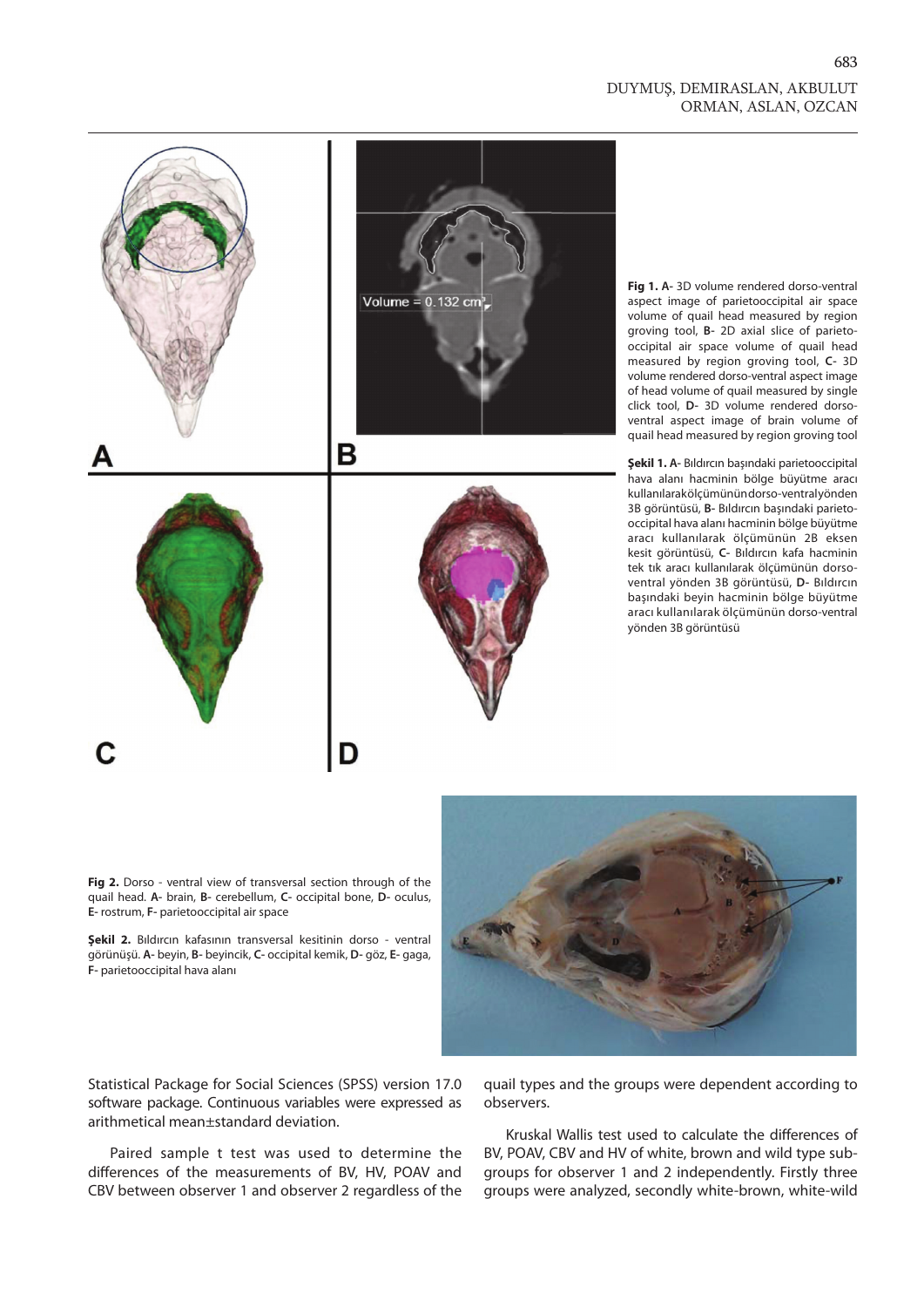**Fig 1. A-** 3D volume rendered dorso-ventral aspect image of parietooccipital air space volume of quail head measured by region groving tool, **B-** 2D axial slice of parietooccipital air space volume of quail head measured by region groving tool, **C-** 3D volume rendered dorso-ventral aspect image of head volume of quail measured by single click tool, **D-** 3D volume rendered dorso-ventral aspect image of brain volume of quail head measured by region groving tool

**Şekil 1. A-** Bıldırcın başındaki parietooccipital hava alanı hacminin bölge büyütme aracı kullanılarakölçümünündorso-ventralyönden 3B görüntüsü, **B-** Bıldırcın başındaki parietooccipital hava alanı hacminin bölge büyütme aracı kullanılarak ölçümünün 2B eksen kesit görüntüsü, **C-** Bıldırcın kafa hacminin tek tık aracı kullanılarak ölçümünün dorso-ventral yönden 3B görüntüsü, **D-** Bıldırcın başındaki beyin hacminin bölge büyütme aracı kullanılarak ölçümünün dorso-ventral yönden 3B görüntüsü

**Fig 2.** Dorso - ventral view of transversal section through the quail head. **A-** brain, **B-** cerebellum, **C-** occipital bone, **D-** oculus, **E-** rostrum, **F-** parietooccipital air space

**Şekil 2.** Bıldırcın kafasının transversal kesitinin dorso - ventral görünüşü. **A-** beyin, **B-** beyincik, **C-** occipital kemik, **D-** göz, **E-** gaga, **F-** parietooccipital hava alanı

Statistical Package for Social Sciences (SPSS) version 17.0 software package. Continuous variables were expressed as arithmetical mean±standard deviation.

Paired sample t test was used to determine the differences of the measurements of BV, HV, POAV and CBV between observer 1 and observer 2 regardless of the quail types and the groups were dependent according to observers.

Kruskal Wallis test used to calculate the differences of BV, POAV, CBV and HV of white, brown and wild type subgroups for observer 1 and 2 independently. Firstly three groups were analyzed, secondly white-brown, white-wild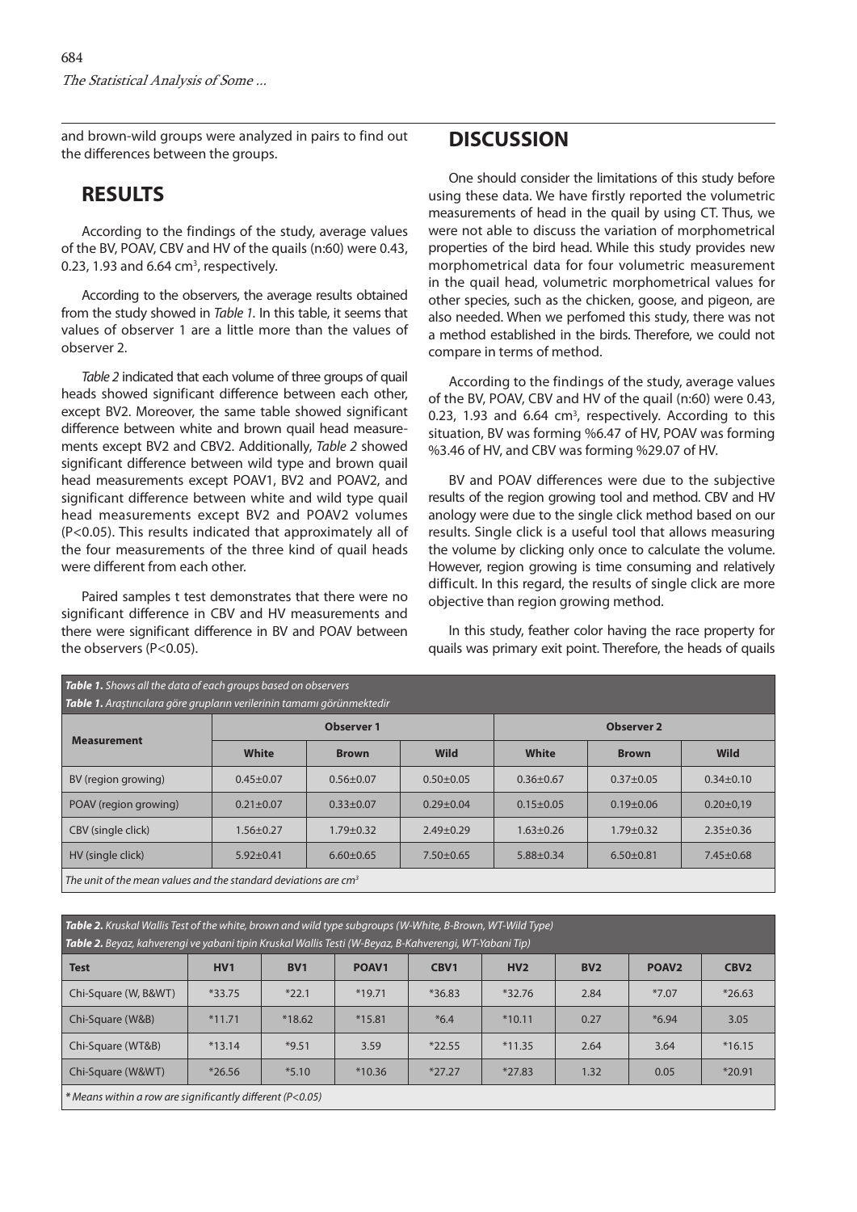and brown-wild groups were analyzed in pairs to find out the differences between the groups.

## RESULTS

According to the findings of the study, average values of the BV, POAV, CBV and HV of the quails (n:60) were 0.43, 0.23, 1.93 and 6.64 cm$^3$, respectively.

According to the observers, the average results obtained from the study showed in *Table 1*. In this table, it seems that values of observer 1 are a little more than the values of observer 2.

*Table 2* indicated that each volume of three groups of quail heads showed significant difference between each other, except BV2. Moreover, the same table showed significant difference between white and brown quail head measurements except BV2 and CBV2. Additionally, *Table 2* showed significant difference between wild type and brown quail head measurements except POAV1, BV2 and POAV2, and significant difference between white and wild type quail head measurements except BV2 and POAV2 volumes ($P<0.05$). This results indicated that approximately all of the four measurements of the three kind of quail heads were different from each other.

Paired samples t test demonstrates that there were no significant difference in CBV and HV measurements and there were significant difference in BV and POAV between the observers ($P<0.05$).

## DISCUSSION

One should consider the limitations of this study before using these data. We have firstly reported the volumetric measurements of head in the quail by using CT. Thus, we were not able to discuss the variation of morphometrical properties of the bird head. While this study provides new morphometrical data for four volumetric measurement in the quail head, volumetric morphometrical values for other species, such as the chicken, goose, and pigeon, are also needed. When we perfomed this study, there was not a method established in the birds. Therefore, we could not compare in terms of method.

According to the findings of the study, average values of the BV, POAV, CBV and HV of the quail (n:60) were 0.43, 0.23, 1.93 and 6.64 cm$^3$, respectively. According to this situation, BV was forming %6.47 of HV, POAV was forming %3.46 of HV, and CBV was forming %29.07 of HV.

BV and POAV differences were due to the subjective results of the region growing tool and method. CBV and HV anology were due to the single click method based on our results. Single click is a useful tool that allows measuring the volume by clicking only once to calculate the volume. However, region growing is time consuming and relatively difficult. In this regard, the results of single click are more objective than region growing method.

In this study, feather color having the race property for quails was primary exit point. Therefore, the heads of quails

***Table 1.** Shows all the data of each groups based on observers*
***Table 1.** Araştırıcılara göre grupların verilerinin tamamı görünmektedir*

| Measurement | Observer 1 | | | Observer 2 | | |
|---|---|---|---|---|---|---|
| | White | Brown | Wild | White | Brown | Wild |
| BV (region growing) | 0.45±0.07 | 0.56±0.07 | 0.50±0.05 | 0.36±0.67 | 0.37±0.05 | 0.34±0.10 |
| POAV (region growing) | 0.21±0.07 | 0.33±0.07 | 0.29±0.04 | 0.15±0.05 | 0.19±0.06 | 0.20±0,19 |
| CBV (single click) | 1.56±0.27 | 1.79±0.32 | 2.49±0.29 | 1.63±0.26 | 1.79±0.32 | 2.35±0.36 |
| HV (single click) | 5.92±0.41 | 6.60±0.65 | 7.50±0.65 | 5.88±0.34 | 6.50±0.81 | 7.45±0.68 |

*The unit of the mean values and the standard deviations are cm$^3$*

***Table 2.** Kruskal Wallis Test of the white, brown and wild type subgroups (W-White, B-Brown, WT-Wild Type)*
***Table 2.** Beyaz, kahverengi ve yabani tipin Kruskal Wallis Testi (W-Beyaz, B-Kahverengi, WT-Yabani Tip)*

| Test | HV1 | BV1 | POAV1 | CBV1 | HV2 | BV2 | POAV2 | CBV2 |
|---|---|---|---|---|---|---|---|---|
| Chi-Square (W, B&WT) | *33.75 | *22.1 | *19.71 | *36.83 | *32.76 | 2.84 | *7.07 | *26.63 |
| Chi-Square (W&B) | *11.71 | *18.62 | *15.81 | *6.4 | *10.11 | 0.27 | *6.94 | 3.05 |
| Chi-Square (WT&B) | *13.14 | *9.51 | 3.59 | *22.55 | *11.35 | 2.64 | 3.64 | *16.15 |
| Chi-Square (W&WT) | *26.56 | *5.10 | *10.36 | *27.27 | *27.83 | 1.32 | 0.05 | *20.91 |

*\* Means within a row are significantly different ($P<0.05$)*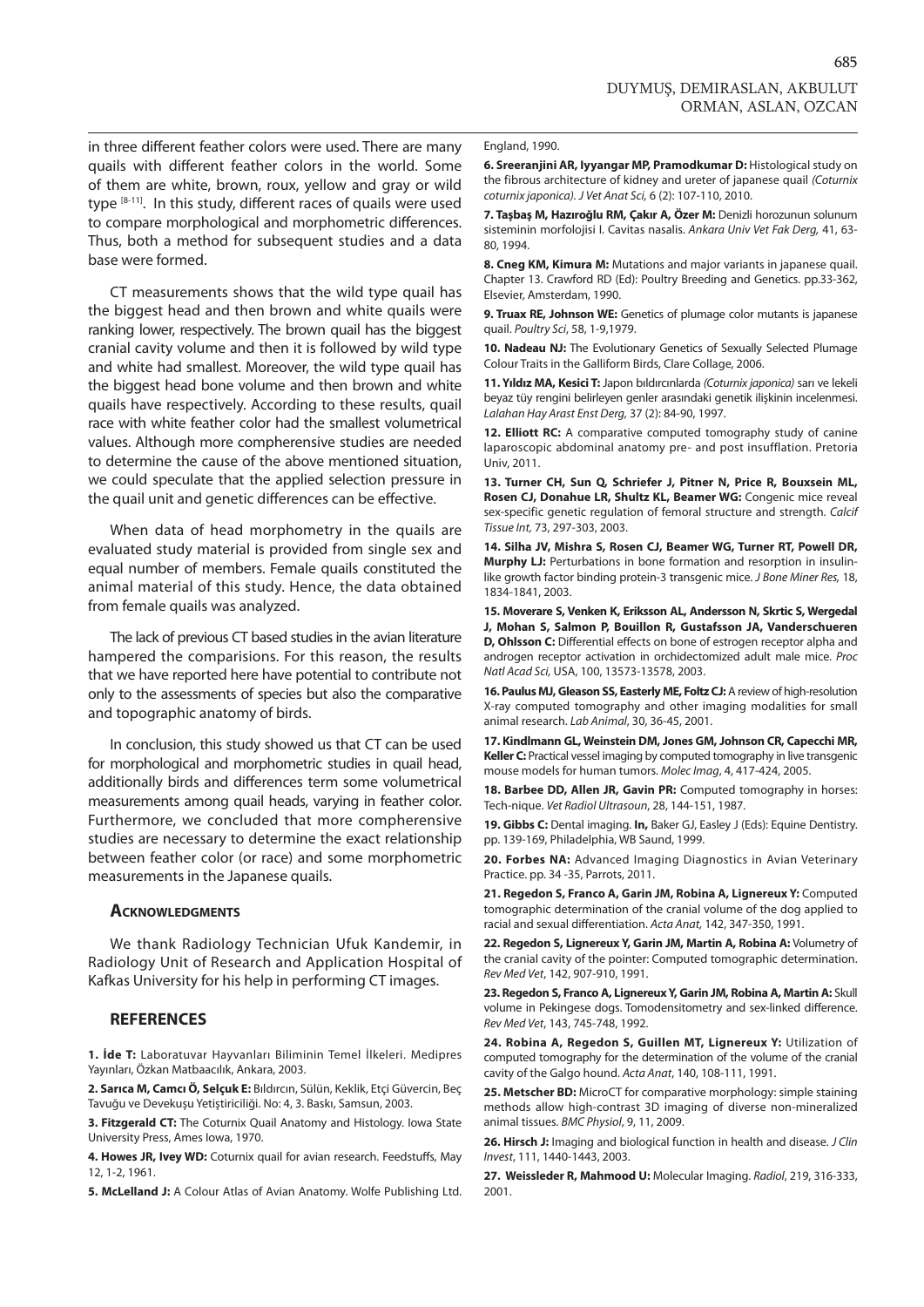in three different feather colors were used. There are many quails with different feather colors in the world. Some of them are white, brown, roux, yellow and gray or wild type [8-11]. In this study, different races of quails were used to compare morphological and morphometric differences. Thus, both a method for subsequent studies and a data base were formed.

CT measurements shows that the wild type quail has the biggest head and then brown and white quails were ranking lower, respectively. The brown quail has the biggest cranial cavity volume and then it is followed by wild type and white had smallest. Moreover, the wild type quail has the biggest head bone volume and then brown and white quails have respectively. According to these results, quail race with white feather color had the smallest volumetrical values. Although more compherensive studies are needed to determine the cause of the above mentioned situation, we could speculate that the applied selection pressure in the quail unit and genetic differences can be effective.

When data of head morphometry in the quails are evaluated study material is provided from single sex and equal number of members. Female quails constituted the animal material of this study. Hence, the data obtained from female quails was analyzed.

The lack of previous CT based studies in the avian literature hampered the comparisions. For this reason, the results that we have reported here have potential to contribute not only to the assessments of species but also the comparative and topographic anatomy of birds.

In conclusion, this study showed us that CT can be used for morphological and morphometric studies in quail head, additionally birds and differences term some volumetrical measurements among quail heads, varying in feather color. Furthermore, we concluded that more compherensive studies are necessary to determine the exact relationship between feather color (or race) and some morphometric measurements in the Japanese quails.

## Acknowledgments

We thank Radiology Technician Ufuk Kandemir, in Radiology Unit of Research and Application Hospital of Kafkas University for his help in performing CT images.

## REFERENCES

**1. İde T:** Laboratuvar Hayvanları Biliminin Temel İlkeleri. Medipres Yayınları, Özkan Matbaacılık, Ankara, 2003.

**2. Sarıca M, Camcı Ö, Selçuk E:** Bıldırcın, Sülün, Keklik, Etçi Güvercin, Beç Tavuğu ve Devekuşu Yetiştiriciliği. No: 4, 3. Baskı, Samsun, 2003.

**3. Fitzgerald CT:** The Coturnix Quail Anatomy and Histology. Iowa State University Press, Ames Iowa, 1970.

**4. Howes JR, Ivey WD:** Coturnix quail for avian research. Feedstuffs, May 12, 1-2, 1961.

**5. McLelland J:** A Colour Atlas of Avian Anatomy. Wolfe Publishing Ltd. England, 1990.

**6. Sreeranjini AR, Iyyangar MP, Pramodkumar D:** Histological study on the fibrous architecture of kidney and ureter of japanese quail *(Coturnix coturnix japonica)*. *J Vet Anat Sci,* 6 (2): 107-110, 2010.

**7. Taşbaş M, Hazıroğlu RM, Çakır A, Özer M:** Denizli horozunun solunum sisteminin morfolojisi I. Cavitas nasalis. *Ankara Univ Vet Fak Derg,* 41, 63-80, 1994.

**8. Cneg KM, Kimura M:** Mutations and major variants in japanese quail. Chapter 13. Crawford RD (Ed): Poultry Breeding and Genetics. pp.33-362, Elsevier, Amsterdam, 1990.

**9. Truax RE, Johnson WE:** Genetics of plumage color mutants is japanese quail. *Poultry Sci*, 58, 1-9,1979.

**10. Nadeau NJ:** The Evolutionary Genetics of Sexually Selected Plumage Colour Traits in the Galliform Birds, Clare Collage, 2006.

**11. Yıldız MA, Kesici T:** Japon bıldırcınlarda *(Coturnix japonica)* sarı ve lekeli beyaz tüy rengini belirleyen genler arasındaki genetik ilişkinin incelenmesi. *Lalahan Hay Arast Enst Derg,* 37 (2): 84-90, 1997.

**12. Elliott RC:** A comparative computed tomography study of canine laparoscopic abdominal anatomy pre- and post insufflation. Pretoria Univ, 2011.

**13. Turner CH, Sun Q, Schriefer J, Pitner N, Price R, Bouxsein ML, Rosen CJ, Donahue LR, Shultz KL, Beamer WG:** Congenic mice reveal sex-specific genetic regulation of femoral structure and strength. *Calcif Tissue Int,* 73, 297-303, 2003.

**14. Silha JV, Mishra S, Rosen CJ, Beamer WG, Turner RT, Powell DR, Murphy LJ:** Perturbations in bone formation and resorption in insulin-like growth factor binding protein-3 transgenic mice. *J Bone Miner Res,* 18, 1834-1841, 2003.

**15. Moverare S, Venken K, Eriksson AL, Andersson N, Skrtic S, Wergedal J, Mohan S, Salmon P, Bouillon R, Gustafsson JA, Vanderschueren D, Ohlsson C:** Differential effects on bone of estrogen receptor alpha and androgen receptor activation in orchidectomized adult male mice. *Proc Natl Acad Sci,* USA, 100, 13573-13578, 2003.

**16. Paulus MJ, Gleason SS, Easterly ME, Foltz CJ:** A review of high-resolution X-ray computed tomography and other imaging modalities for small animal research. *Lab Animal*, 30, 36-45, 2001.

**17. Kindlmann GL, Weinstein DM, Jones GM, Johnson CR, Capecchi MR, Keller C:** Practical vessel imaging by computed tomography in live transgenic mouse models for human tumors. *Molec Imag*, 4, 417-424, 2005.

**18. Barbee DD, Allen JR, Gavin PR:** Computed tomography in horses: Tech-nique. *Vet Radiol Ultrasoun*, 28, 144-151, 1987.

**19. Gibbs C:** Dental imaging. **In,** Baker GJ, Easley J (Eds): Equine Dentistry. pp. 139-169, Philadelphia, WB Saund, 1999.

**20. Forbes NA:** Advanced Imaging Diagnostics in Avian Veterinary Practice. pp. 34 -35, Parrots, 2011.

**21. Regedon S, Franco A, Garin JM, Robina A, Lignereux Y:** Computed tomographic determination of the cranial volume of the dog applied to racial and sexual differentiation. *Acta Anat,* 142, 347-350, 1991.

**22. Regedon S, Lignereux Y, Garin JM, Martin A, Robina A:** Volumetry of the cranial cavity of the pointer: Computed tomographic determination. *Rev Med Vet*, 142, 907-910, 1991.

**23. Regedon S, Franco A, Lignereux Y, Garin JM, Robina A, Martin A:** Skull volume in Pekingese dogs. Tomodensitometry and sex-linked difference. *Rev Med Vet*, 143, 745-748, 1992.

**24. Robina A, Regedon S, Guillen MT, Lignereux Y:** Utilization of computed tomography for the determination of the volume of the cranial cavity of the Galgo hound. *Acta Anat*, 140, 108-111, 1991.

**25. Metscher BD:** MicroCT for comparative morphology: simple staining methods allow high-contrast 3D imaging of diverse non-mineralized animal tissues. *BMC Physiol*, 9, 11, 2009.

**26. Hirsch J:** Imaging and biological function in health and disease. *J Clin Invest*, 111, 1440-1443, 2003.

**27. Weissleder R, Mahmood U:** Molecular Imaging. *Radiol*, 219, 316-333, 2001.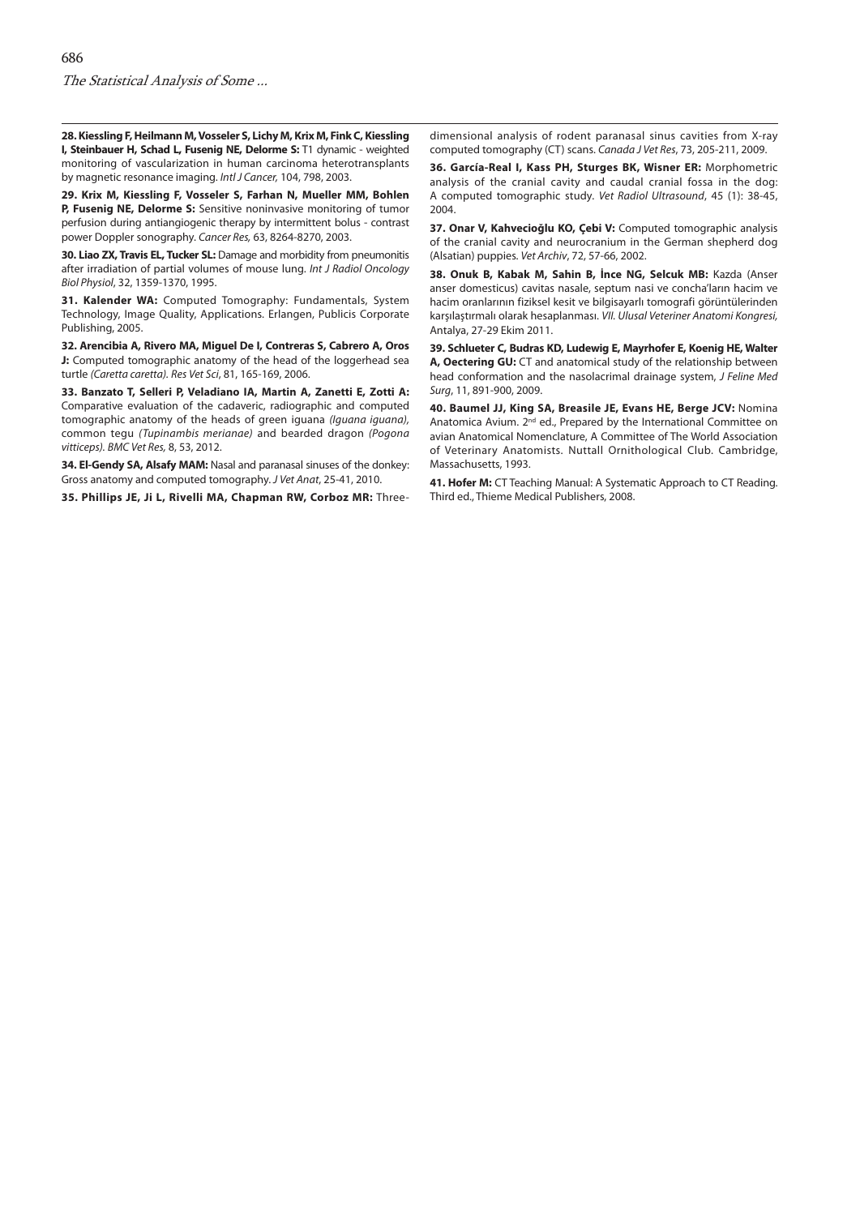**28. Kiessling F, Heilmann M, Vosseler S, Lichy M, Krix M, Fink C, Kiessling I, Steinbauer H, Schad L, Fusenig NE, Delorme S:** T1 dynamic - weighted monitoring of vascularization in human carcinoma heterotransplants by magnetic resonance imaging. *Intl J Cancer,* 104, 798, 2003.

**29. Krix M, Kiessling F, Vosseler S, Farhan N, Mueller MM, Bohlen P, Fusenig NE, Delorme S:** Sensitive noninvasive monitoring of tumor perfusion during antiangiogenic therapy by intermittent bolus - contrast power Doppler sonography. *Cancer Res,* 63, 8264-8270, 2003.

**30. Liao ZX, Travis EL, Tucker SL:** Damage and morbidity from pneumonitis after irradiation of partial volumes of mouse lung. *Int J Radiol Oncology Biol Physiol*, 32, 1359-1370, 1995.

**31. Kalender WA:** Computed Tomography: Fundamentals, System Technology, Image Quality, Applications. Erlangen, Publicis Corporate Publishing, 2005.

**32. Arencibia A, Rivero MA, Miguel De I, Contreras S, Cabrero A, Oros J:** Computed tomographic anatomy of the head of the loggerhead sea turtle *(Caretta caretta). Res Vet Sci*, 81, 165-169, 2006.

**33. Banzato T, Selleri P, Veladiano IA, Martin A, Zanetti E, Zotti A:** Comparative evaluation of the cadaveric, radiographic and computed tomographic anatomy of the heads of green iguana *(Iguana iguana),* common tegu *(Tupinambis merianae)* and bearded dragon *(Pogona vitticeps). BMC Vet Res,* 8, 53, 2012.

**34. El-Gendy SA, Alsafy MAM:** Nasal and paranasal sinuses of the donkey: Gross anatomy and computed tomography. *J Vet Anat*, 25-41, 2010.

**35. Phillips JE, Ji L, Rivelli MA, Chapman RW, Corboz MR:** Three-dimensional analysis of rodent paranasal sinus cavities from X-ray computed tomography (CT) scans. *Canada J Vet Res*, 73, 205-211, 2009.

**36. García-Real I, Kass PH, Sturges BK, Wisner ER:** Morphometric analysis of the cranial cavity and caudal cranial fossa in the dog: A computed tomographic study. *Vet Radiol Ultrasound*, 45 (1): 38-45, 2004.

**37. Onar V, Kahvecioğlu KO, Çebi V:** Computed tomographic analysis of the cranial cavity and neurocranium in the German shepherd dog (Alsatian) puppies. *Vet Archiv*, 72, 57-66, 2002.

**38. Onuk B, Kabak M, Sahin B, İnce NG, Selcuk MB:** Kazda (Anser anser domesticus) cavitas nasale, septum nasi ve concha'ların hacim ve hacim oranlarının fiziksel kesit ve bilgisayarlı tomografi görüntülerinden karşılaştırmalı olarak hesaplanması. *VII. Ulusal Veteriner Anatomi Kongresi,* Antalya, 27-29 Ekim 2011.

**39. Schlueter C, Budras KD, Ludewig E, Mayrhofer E, Koenig HE, Walter A, Oectering GU:** CT and anatomical study of the relationship between head conformation and the nasolacrimal drainage system, *J Feline Med Surg*, 11, 891-900, 2009.

**40. Baumel JJ, King SA, Breasile JE, Evans HE, Berge JCV:** Nomina Anatomica Avium. 2nd ed., Prepared by the International Committee on avian Anatomical Nomenclature, A Committee of The World Association of Veterinary Anatomists. Nuttall Ornithological Club. Cambridge, Massachusetts, 1993.

**41. Hofer M:** CT Teaching Manual: A Systematic Approach to CT Reading. Third ed., Thieme Medical Publishers, 2008.